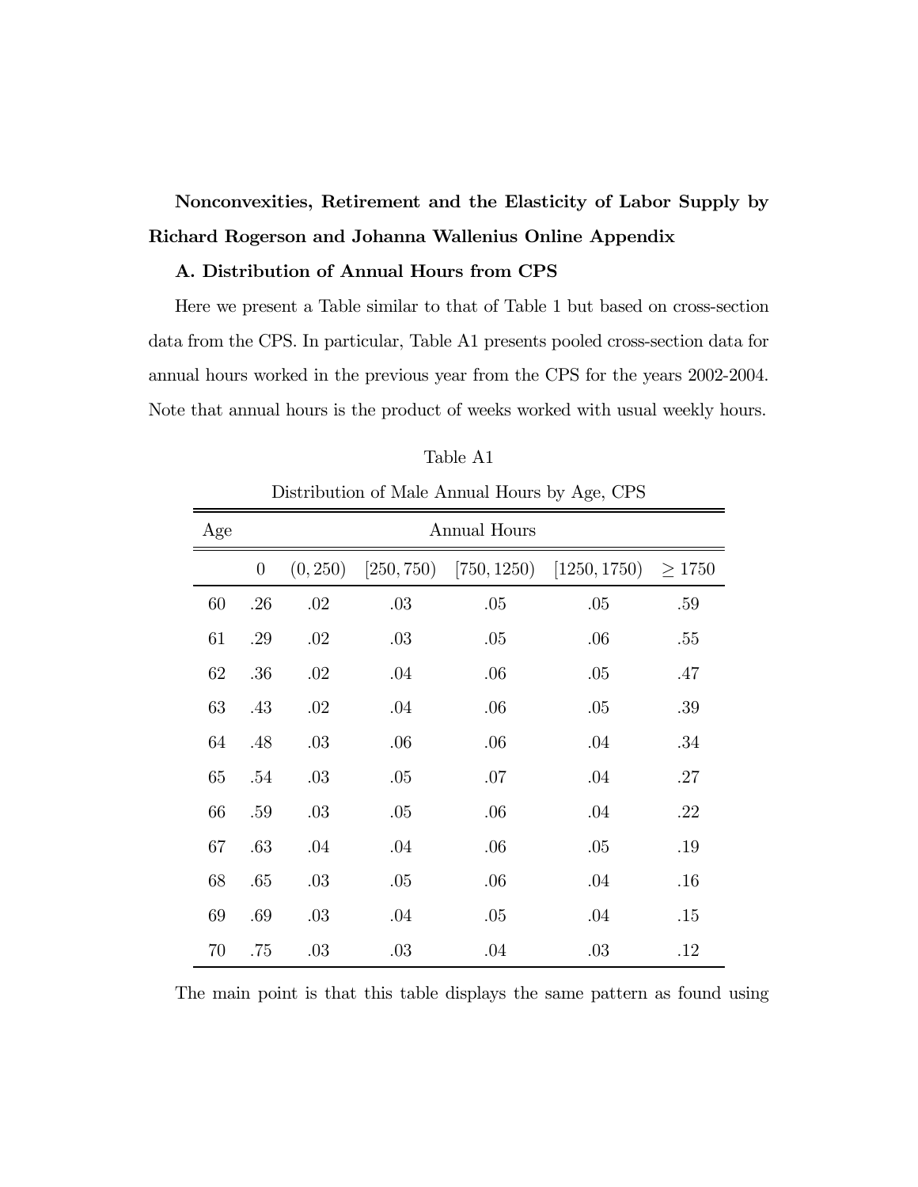**Nonconvexities, Retirement and the Elasticity of Labor Supply by Richard Rogerson and Johanna Wallenius Online Appendix**

**A. Distribution of Annual Hours from CPS**

Here we present a Table similar to that of Table 1 but based on cross-section data from the CPS. In particular, Table A1 presents pooled cross-section data for annual hours worked in the previous year from the CPS for the years 2002-2004. Note that annual hours is the product of weeks worked with usual weekly hours.

Table A1

Distribution of Male Annual Hours by Age, CPS

| Age | Annual Hours | | | | | |
|---|---|---|---|---|---|---|
| | 0 | $(0, 250)$ | $[250, 750)$ | $[750, 1250)$ | $[1250, 1750)$ | $\geq 1750$ |
| 60 | .26 | .02 | .03 | .05 | .05 | .59 |
| 61 | .29 | .02 | .03 | .05 | .06 | .55 |
| 62 | .36 | .02 | .04 | .06 | .05 | .47 |
| 63 | .43 | .02 | .04 | .06 | .05 | .39 |
| 64 | .48 | .03 | .06 | .06 | .04 | .34 |
| 65 | .54 | .03 | .05 | .07 | .04 | .27 |
| 66 | .59 | .03 | .05 | .06 | .04 | .22 |
| 67 | .63 | .04 | .04 | .06 | .05 | .19 |
| 68 | .65 | .03 | .05 | .06 | .04 | .16 |
| 69 | .69 | .03 | .04 | .05 | .04 | .15 |
| 70 | .75 | .03 | .03 | .04 | .03 | .12 |

The main point is that this table displays the same pattern as found using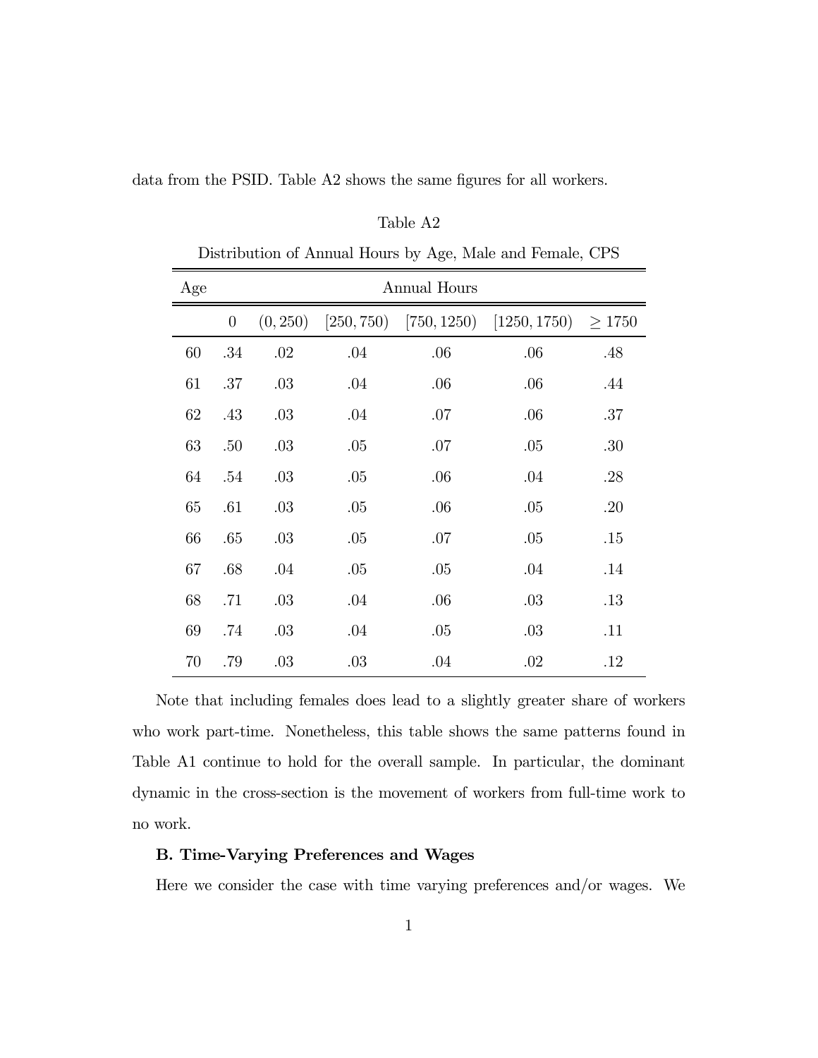data from the PSID. Table A2 shows the same figures for all workers.

Table A2

Distribution of Annual Hours by Age, Male and Female, CPS

| Age | Annual Hours | | | | | |
|---|---|---|---|---|---|---|
| | 0 | (0, 250) | [250, 750) | [750, 1250) | [1250, 1750) | ≥ 1750 |
| 60 | .34 | .02 | .04 | .06 | .06 | .48 |
| 61 | .37 | .03 | .04 | .06 | .06 | .44 |
| 62 | .43 | .03 | .04 | .07 | .06 | .37 |
| 63 | .50 | .03 | .05 | .07 | .05 | .30 |
| 64 | .54 | .03 | .05 | .06 | .04 | .28 |
| 65 | .61 | .03 | .05 | .06 | .05 | .20 |
| 66 | .65 | .03 | .05 | .07 | .05 | .15 |
| 67 | .68 | .04 | .05 | .05 | .04 | .14 |
| 68 | .71 | .03 | .04 | .06 | .03 | .13 |
| 69 | .74 | .03 | .04 | .05 | .03 | .11 |
| 70 | .79 | .03 | .03 | .04 | .02 | .12 |

Note that including females does lead to a slightly greater share of workers who work part-time. Nonetheless, this table shows the same patterns found in Table A1 continue to hold for the overall sample. In particular, the dominant dynamic in the cross-section is the movement of workers from full-time work to no work.

**B. Time-Varying Preferences and Wages**

Here we consider the case with time varying preferences and/or wages. We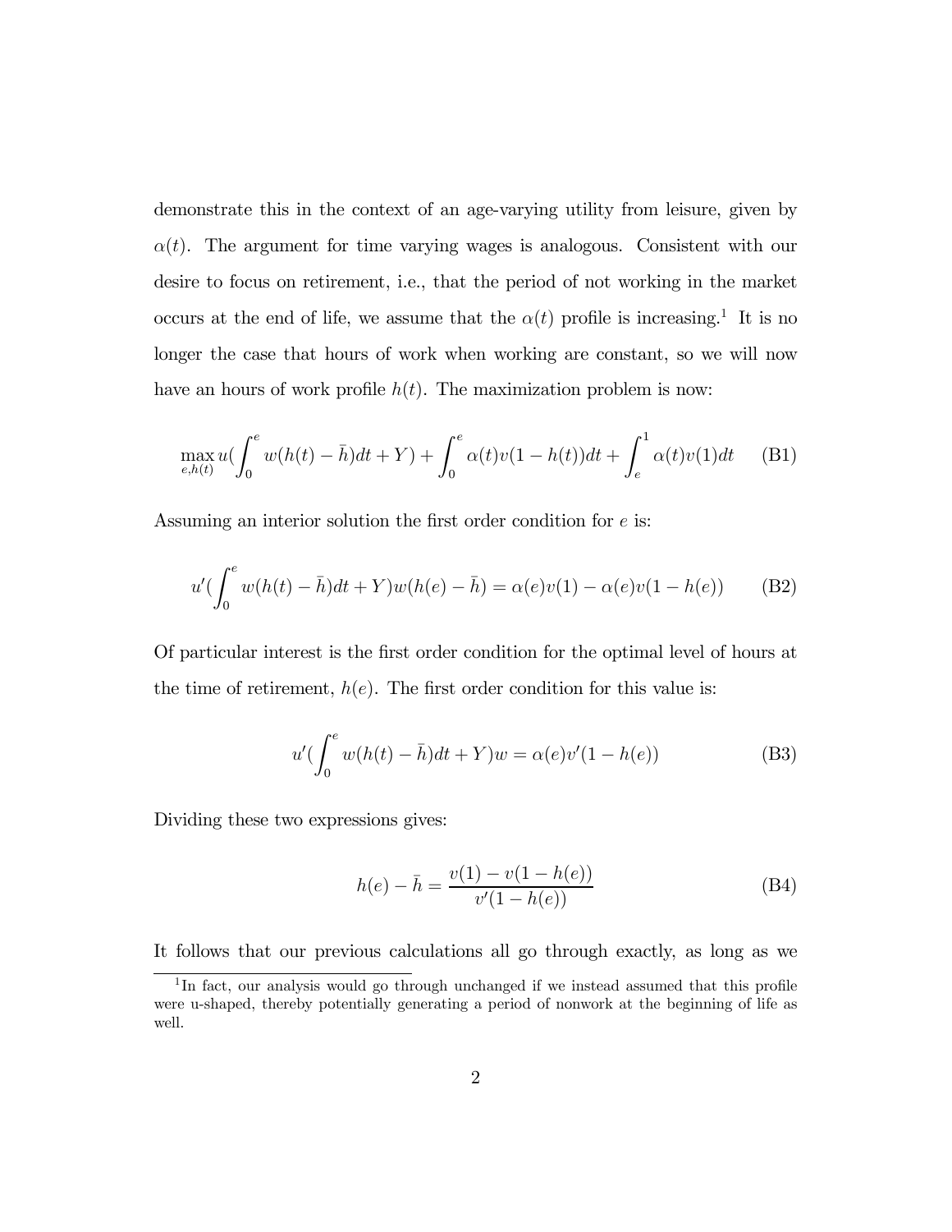demonstrate this in the context of an age-varying utility from leisure, given by $\alpha(t)$. The argument for time varying wages is analogous. Consistent with our desire to focus on retirement, i.e., that the period of not working in the market occurs at the end of life, we assume that the $\alpha(t)$ profile is increasing.[1] It is no longer the case that hours of work when working are constant, so we will now have an hours of work profile $h(t)$. The maximization problem is now:

$$\max_{e,h(t)} u(\int_0^e w(h(t)-\bar{h})dt + Y) + \int_0^e \alpha(t)v(1-h(t))dt + \int_e^1 \alpha(t)v(1)dt \qquad \text{(B1)}$$

Assuming an interior solution the first order condition for $e$ is:

$$u'(\int_0^e w(h(t)-\bar{h})dt + Y)w(h(e)-\bar{h}) = \alpha(e)v(1) - \alpha(e)v(1-h(e)) \qquad \text{(B2)}$$

Of particular interest is the first order condition for the optimal level of hours at the time of retirement, $h(e)$. The first order condition for this value is:

$$u'(\int_0^e w(h(t)-\bar{h})dt + Y)w = \alpha(e)v'(1-h(e)) \qquad \text{(B3)}$$

Dividing these two expressions gives:

$$h(e) - \bar{h} = \frac{v(1) - v(1-h(e))}{v'(1-h(e))} \qquad \text{(B4)}$$

It follows that our previous calculations all go through exactly, as long as we

[1] In fact, our analysis would go through unchanged if we instead assumed that this profile were u-shaped, thereby potentially generating a period of nonwork at the beginning of life as well.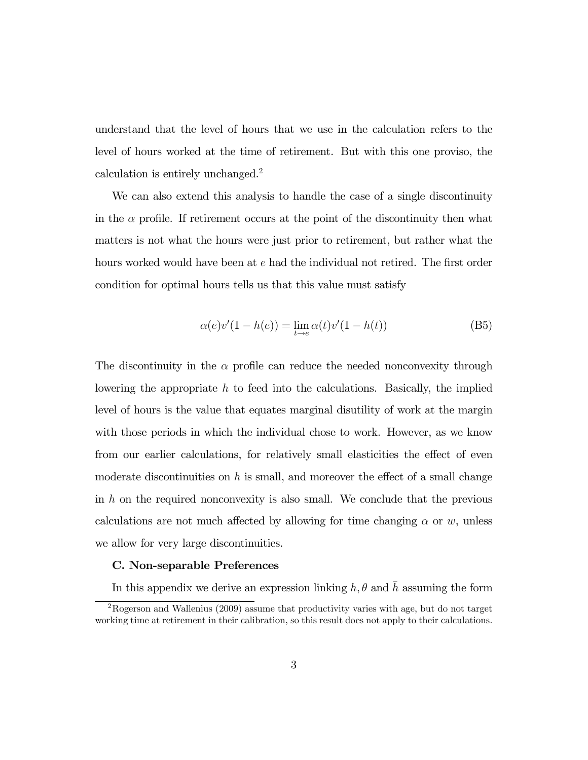understand that the level of hours that we use in the calculation refers to the level of hours worked at the time of retirement. But with this one proviso, the calculation is entirely unchanged.[2]

We can also extend this analysis to handle the case of a single discontinuity in the $\alpha$ profile. If retirement occurs at the point of the discontinuity then what matters is not what the hours were just prior to retirement, but rather what the hours worked would have been at $e$ had the individual not retired. The first order condition for optimal hours tells us that this value must satisfy

$$\alpha(e)v'(1-h(e)) = \lim_{t \to e} \alpha(t)v'(1-h(t)) \tag{B5}$$

The discontinuity in the $\alpha$ profile can reduce the needed nonconvexity through lowering the appropriate $h$ to feed into the calculations. Basically, the implied level of hours is the value that equates marginal disutility of work at the margin with those periods in which the individual chose to work. However, as we know from our earlier calculations, for relatively small elasticities the effect of even moderate discontinuities on $h$ is small, and moreover the effect of a small change in $h$ on the required nonconvexity is also small. We conclude that the previous calculations are not much affected by allowing for time changing $\alpha$ or $w$, unless we allow for very large discontinuities.

**C. Non-separable Preferences**

In this appendix we derive an expression linking $h, \theta$ and $\bar{h}$ assuming the form

[2] Rogerson and Wallenius (2009) assume that productivity varies with age, but do not target working time at retirement in their calibration, so this result does not apply to their calculations.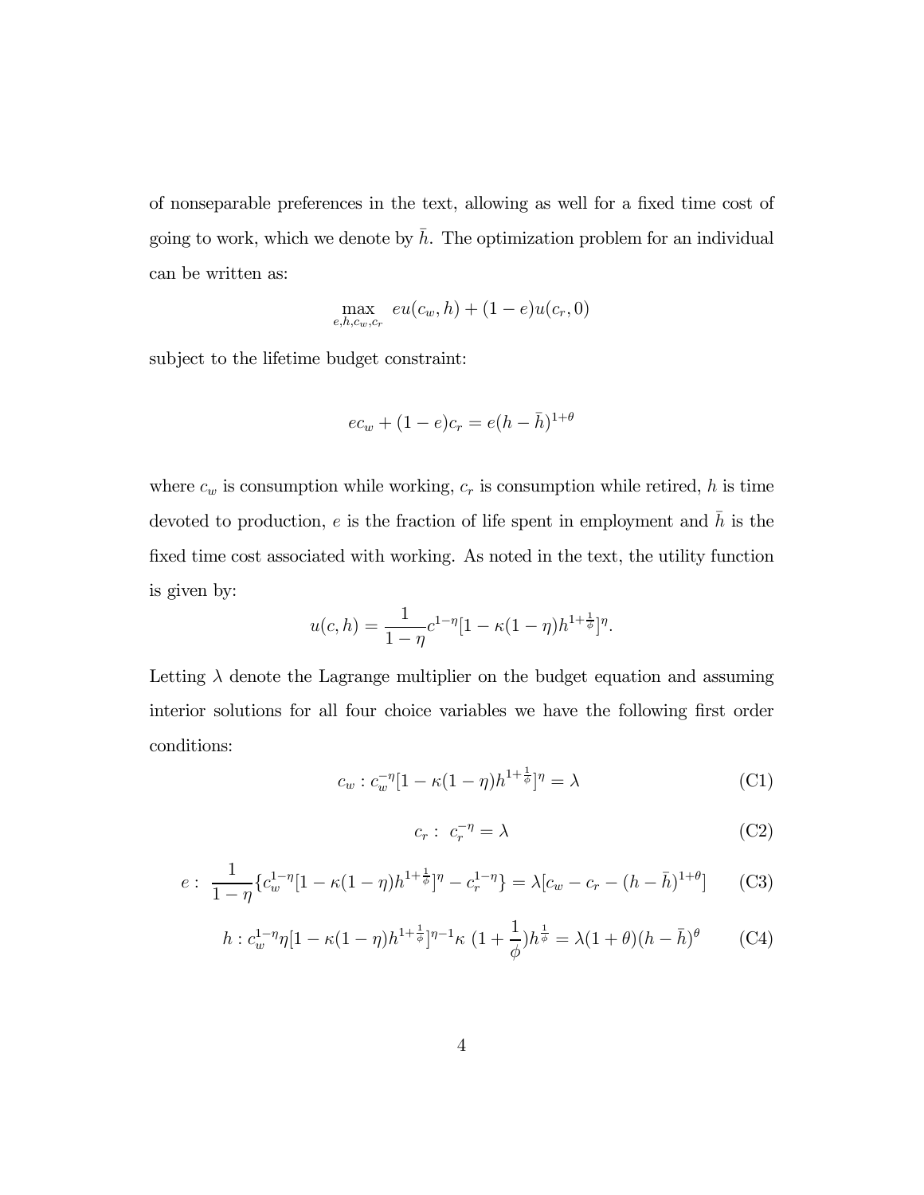of nonseparable preferences in the text, allowing as well for a fixed time cost of going to work, which we denote by $\bar{h}$. The optimization problem for an individual can be written as:

$$\max_{e,h,c_w,c_r} \; eu(c_w, h) + (1-e)u(c_r, 0)$$

subject to the lifetime budget constraint:

$$ec_w + (1-e)c_r = e(h - \bar{h})^{1+\theta}$$

where $c_w$ is consumption while working, $c_r$ is consumption while retired, $h$ is time devoted to production, $e$ is the fraction of life spent in employment and $\bar{h}$ is the fixed time cost associated with working. As noted in the text, the utility function is given by:

$$u(c,h) = \frac{1}{1-\eta} c^{1-\eta}[1 - \kappa(1-\eta)h^{1+\frac{1}{\phi}}]^{\eta}.$$

Letting $\lambda$ denote the Lagrange multiplier on the budget equation and assuming interior solutions for all four choice variables we have the following first order conditions:

$$c_w : c_w^{-\eta}[1 - \kappa(1-\eta)h^{1+\frac{1}{\phi}}]^{\eta} = \lambda \tag{C1}$$

$$c_r : \; c_r^{-\eta} = \lambda \tag{C2}$$

$$e : \; \frac{1}{1-\eta}\{c_w^{1-\eta}[1 - \kappa(1-\eta)h^{1+\frac{1}{\phi}}]^{\eta} - c_r^{1-\eta}\} = \lambda[c_w - c_r - (h - \bar{h})^{1+\theta}] \tag{C3}$$

$$h : c_w^{1-\eta}\eta[1 - \kappa(1-\eta)h^{1+\frac{1}{\phi}}]^{\eta-1}\kappa \; (1 + \frac{1}{\phi})h^{\frac{1}{\phi}} = \lambda(1+\theta)(h - \bar{h})^{\theta} \tag{C4}$$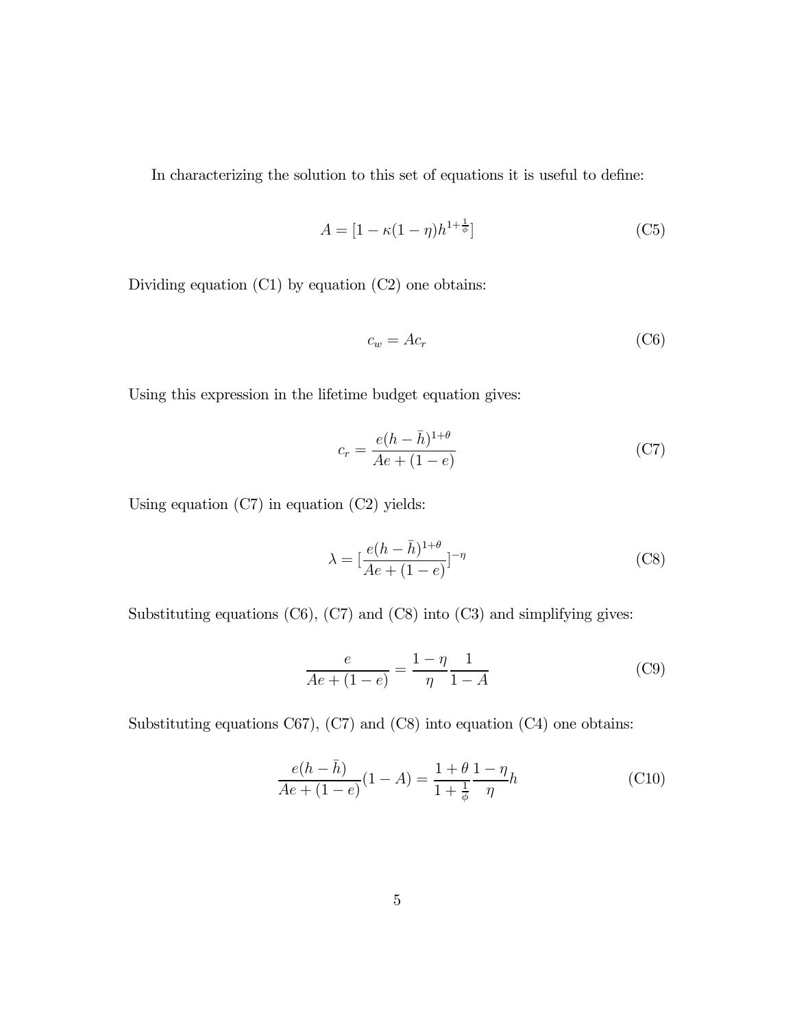In characterizing the solution to this set of equations it is useful to define:

$$A = [1 - \kappa(1-\eta)h^{1+\frac{1}{\phi}}] \tag{C5}$$

Dividing equation (C1) by equation (C2) one obtains:

$$c_w = Ac_r \tag{C6}$$

Using this expression in the lifetime budget equation gives:

$$c_r = \frac{e(h-\bar{h})^{1+\theta}}{Ae + (1-e)} \tag{C7}$$

Using equation (C7) in equation (C2) yields:

$$\lambda = [\frac{e(h-\bar{h})^{1+\theta}}{Ae+(1-e)}]^{-\eta} \tag{C8}$$

Substituting equations (C6), (C7) and (C8) into (C3) and simplifying gives:

$$\frac{e}{Ae+(1-e)} = \frac{1-\eta}{\eta}\frac{1}{1-A} \tag{C9}$$

Substituting equations C67), (C7) and (C8) into equation (C4) one obtains:

$$\frac{e(h-\bar{h})}{Ae+(1-e)}(1-A) = \frac{1+\theta}{1+\frac{1}{\phi}}\frac{1-\eta}{\eta}h \tag{C10}$$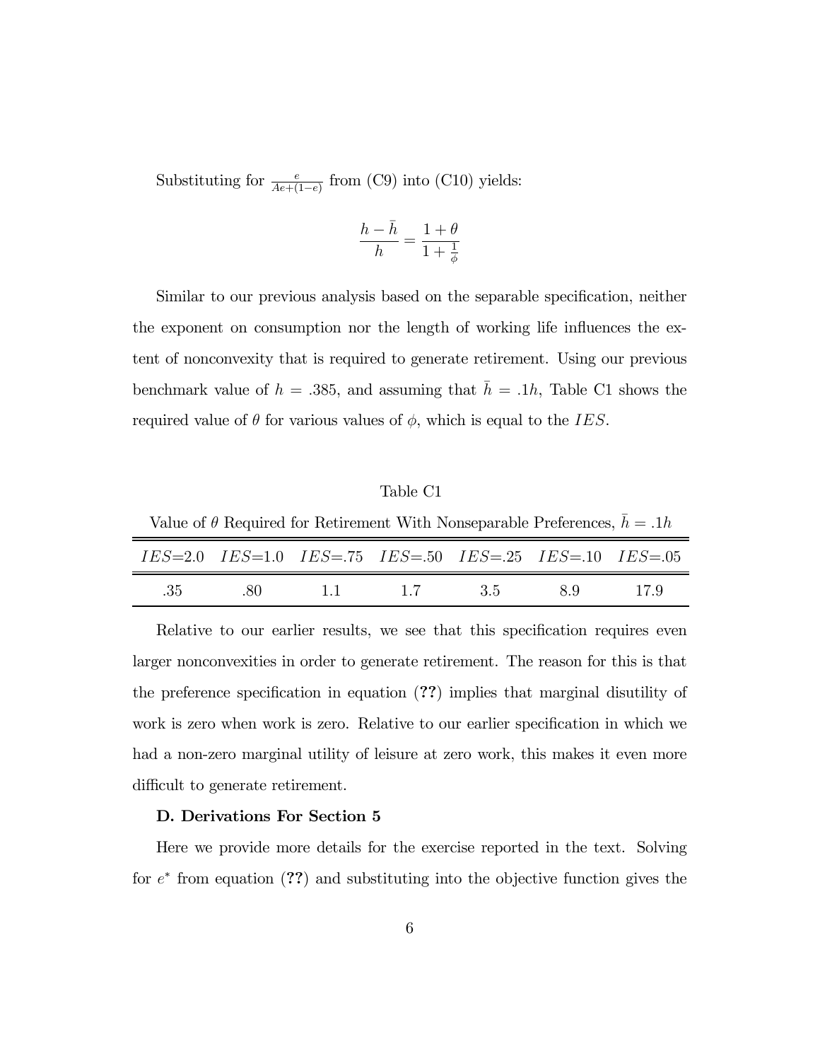Substituting for $\frac{e}{Ae+(1-e)}$ from (C9) into (C10) yields:

$$\frac{h-\bar{h}}{h} = \frac{1+\theta}{1+\frac{1}{\phi}}$$

Similar to our previous analysis based on the separable specification, neither the exponent on consumption nor the length of working life influences the extent of nonconvexity that is required to generate retirement. Using our previous benchmark value of $h = .385$, and assuming that $\bar{h} = .1h$, Table C1 shows the required value of $\theta$ for various values of $\phi$, which is equal to the $IES$.

Table C1

Value of $\theta$ Required for Retirement With Nonseparable Preferences, $\bar{h} = .1h$

| $IES$=2.0 | $IES$=1.0 | $IES$=.75 | $IES$=.50 | $IES$=.25 | $IES$=.10 | $IES$=.05 |
|---|---|---|---|---|---|---|
| .35 | .80 | 1.1 | 1.7 | 3.5 | 8.9 | 17.9 |

Relative to our earlier results, we see that this specification requires even larger nonconvexities in order to generate retirement. The reason for this is that the preference specification in equation (**??**) implies that marginal disutility of work is zero when work is zero. Relative to our earlier specification in which we had a non-zero marginal utility of leisure at zero work, this makes it even more difficult to generate retirement.

**D. Derivations For Section 5**

Here we provide more details for the exercise reported in the text. Solving for $e^*$ from equation (**??**) and substituting into the objective function gives the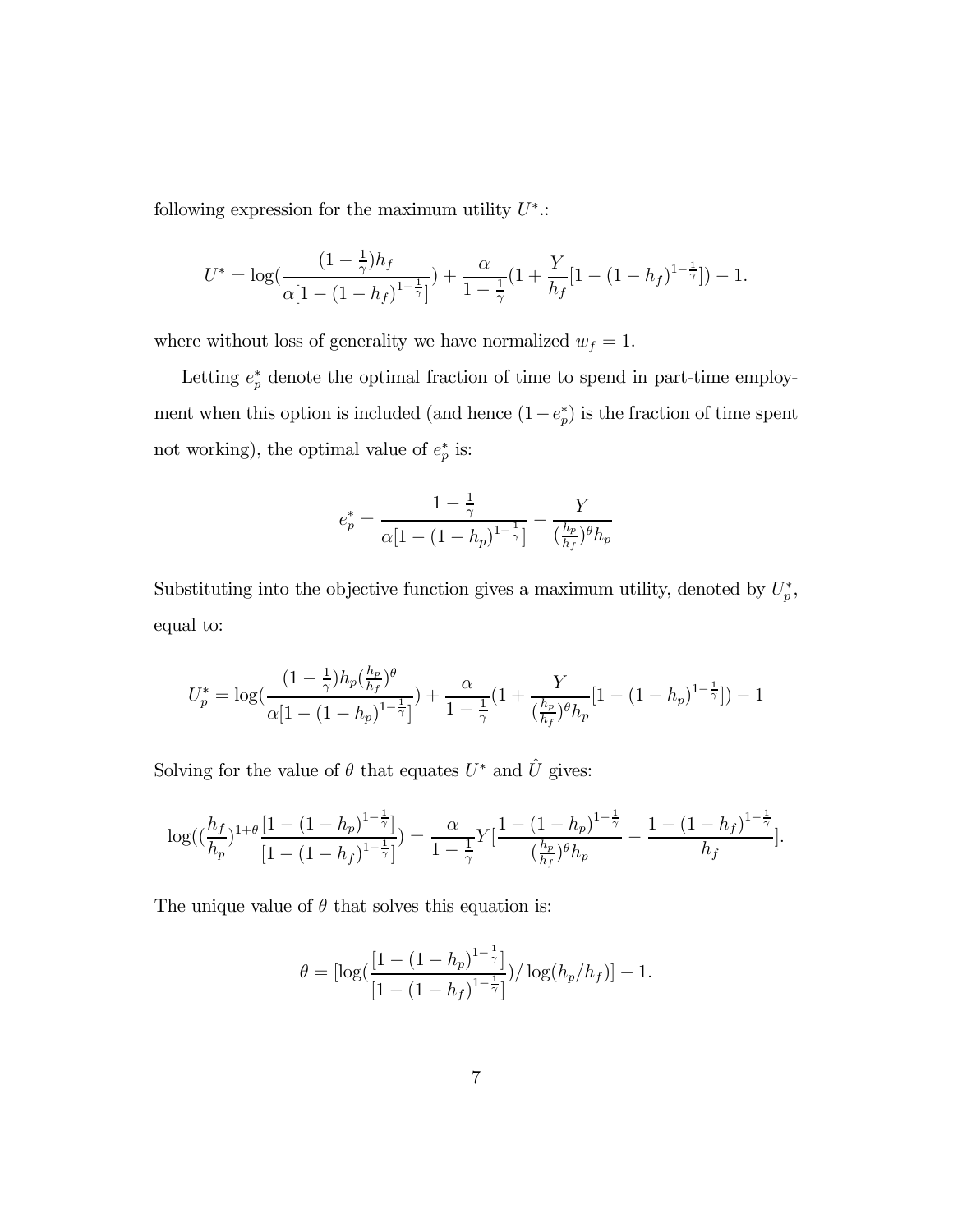following expression for the maximum utility $U^*$.:

$$U^* = \log(\frac{(1-\frac{1}{\gamma})h_f}{\alpha[1-(1-h_f)^{1-\frac{1}{\gamma}}]}) + \frac{\alpha}{1-\frac{1}{\gamma}}(1+\frac{Y}{h_f}[1-(1-h_f)^{1-\frac{1}{\gamma}}]) - 1.$$

where without loss of generality we have normalized $w_f = 1$.

Letting $e_p^*$ denote the optimal fraction of time to spend in part-time employment when this option is included (and hence $(1-e_p^*)$ is the fraction of time spent not working), the optimal value of $e_p^*$ is:

$$e_p^* = \frac{1-\frac{1}{\gamma}}{\alpha[1-(1-h_p)^{1-\frac{1}{\gamma}}]} - \frac{Y}{(\frac{h_p}{h_f})^\theta h_p}$$

Substituting into the objective function gives a maximum utility, denoted by $U_p^*$, equal to:

$$U_p^* = \log(\frac{(1-\frac{1}{\gamma})h_p(\frac{h_p}{h_f})^\theta}{\alpha[1-(1-h_p)^{1-\frac{1}{\gamma}}]}) + \frac{\alpha}{1-\frac{1}{\gamma}}(1+\frac{Y}{(\frac{h_p}{h_f})^\theta h_p}[1-(1-h_p)^{1-\frac{1}{\gamma}}]) - 1$$

Solving for the value of $\theta$ that equates $U^*$ and $\hat{U}$ gives:

$$\log((\frac{h_f}{h_p})^{1+\theta}\frac{[1-(1-h_p)^{1-\frac{1}{\gamma}}]}{[1-(1-h_f)^{1-\frac{1}{\gamma}}]}) = \frac{\alpha}{1-\frac{1}{\gamma}}Y[\frac{1-(1-h_p)^{1-\frac{1}{\gamma}}}{(\frac{h_p}{h_f})^\theta h_p} - \frac{1-(1-h_f)^{1-\frac{1}{\gamma}}}{h_f}].$$

The unique value of $\theta$ that solves this equation is:

$$\theta = [\log(\frac{[1-(1-h_p)^{1-\frac{1}{\gamma}}]}{[1-(1-h_f)^{1-\frac{1}{\gamma}}]})/\log(h_p/h_f)] - 1.$$